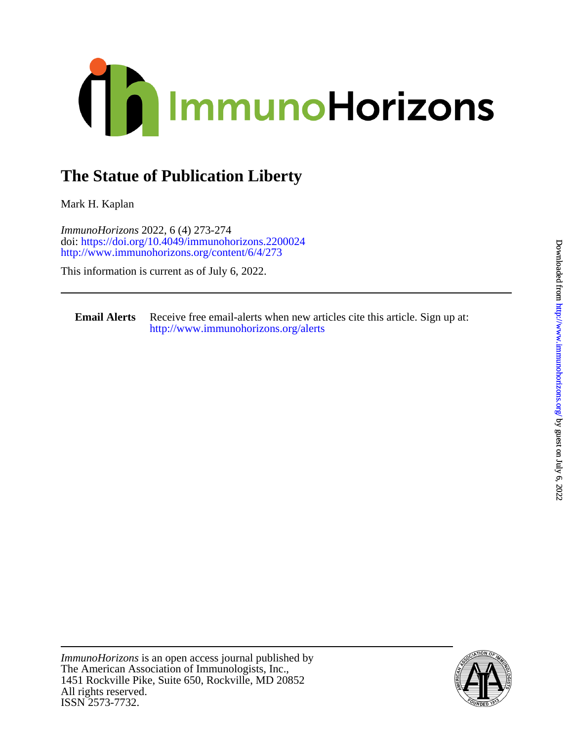# The Statue of Publication Liberty

Mark H. Kaplan

*ImmunoHorizons* 2022, 6 (4) 273-274
doi: https://doi.org/10.4049/immunohorizons.2200024
http://www.immunohorizons.org/content/6/4/273

This information is current as of July 6, 2022.

---

**Email Alerts** Receive free email-alerts when new articles cite this article. Sign up at: http://www.immunohorizons.org/alerts

---

*ImmunoHorizons* is an open access journal published by
The American Association of Immunologists, Inc.,
1451 Rockville Pike, Suite 650, Rockville, MD 20852
All rights reserved.
ISSN 2573-7732.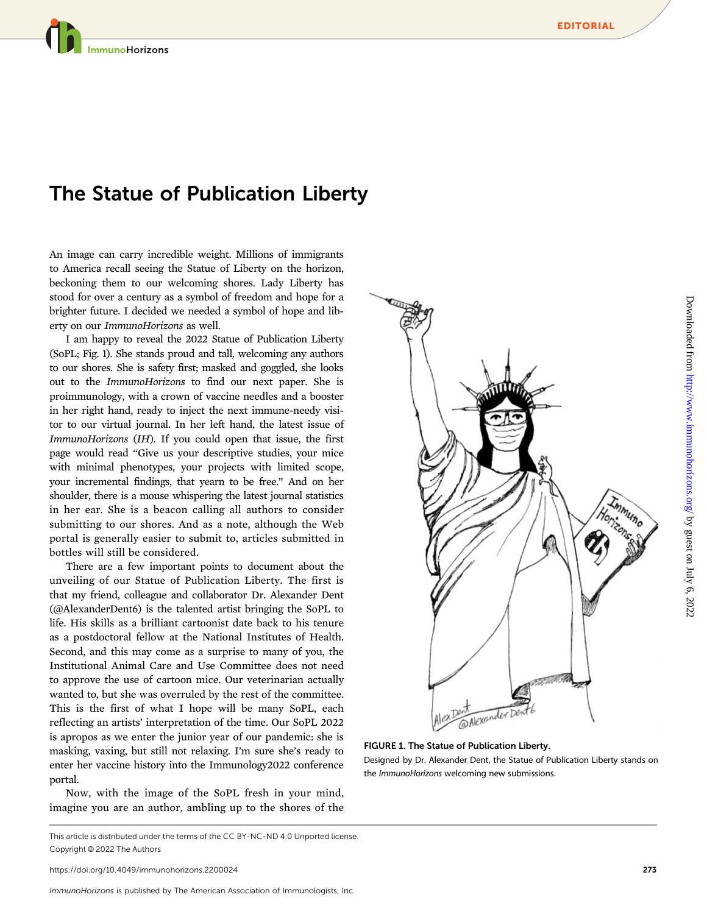# The Statue of Publication Liberty

An image can carry incredible weight. Millions of immigrants to America recall seeing the Statue of Liberty on the horizon, beckoning them to our welcoming shores. Lady Liberty has stood for over a century as a symbol of freedom and hope for a brighter future. I decided we needed a symbol of hope and liberty on our *ImmunoHorizons* as well.

I am happy to reveal the 2022 Statue of Publication Liberty (SoPL; Fig. 1). She stands proud and tall, welcoming any authors to our shores. She is safety first; masked and goggled, she looks out to the *ImmunoHorizons* to find our next paper. She is proimmunology, with a crown of vaccine needles and a booster in her right hand, ready to inject the next immune-needy visitor to our virtual journal. In her left hand, the latest issue of *ImmunoHorizons* (*IH*). If you could open that issue, the first page would read "Give us your descriptive studies, your mice with minimal phenotypes, your projects with limited scope, your incremental findings, that yearn to be free." And on her shoulder, there is a mouse whispering the latest journal statistics in her ear. She is a beacon calling all authors to consider submitting to our shores. And as a note, although the Web portal is generally easier to submit to, articles submitted in bottles will still be considered.

There are a few important points to document about the unveiling of our Statue of Publication Liberty. The first is that my friend, colleague and collaborator Dr. Alexander Dent (@AlexanderDent6) is the talented artist bringing the SoPL to life. His skills as a brilliant cartoonist date back to his tenure as a postdoctoral fellow at the National Institutes of Health. Second, and this may come as a surprise to many of you, the Institutional Animal Care and Use Committee does not need to approve the use of cartoon mice. Our veterinarian actually wanted to, but she was overruled by the rest of the committee. This is the first of what I hope will be many SoPL, each reflecting an artists' interpretation of the time. Our SoPL 2022 is apropos as we enter the junior year of our pandemic: she is masking, vaxing, but still not relaxing. I'm sure she's ready to enter her vaccine history into the Immunology2022 conference portal.

Now, with the image of the SoPL fresh in your mind, imagine you are an author, ambling up to the shores of the

**FIGURE 1. The Statue of Publication Liberty.**
Designed by Dr. Alexander Dent, the Statue of Publication Liberty stands on the *ImmunoHorizons* welcoming new submissions.

This article is distributed under the terms of the CC BY-NC-ND 4.0 Unported license.
Copyright © 2022 The Authors

https://doi.org/10.4049/immunohorizons.2200024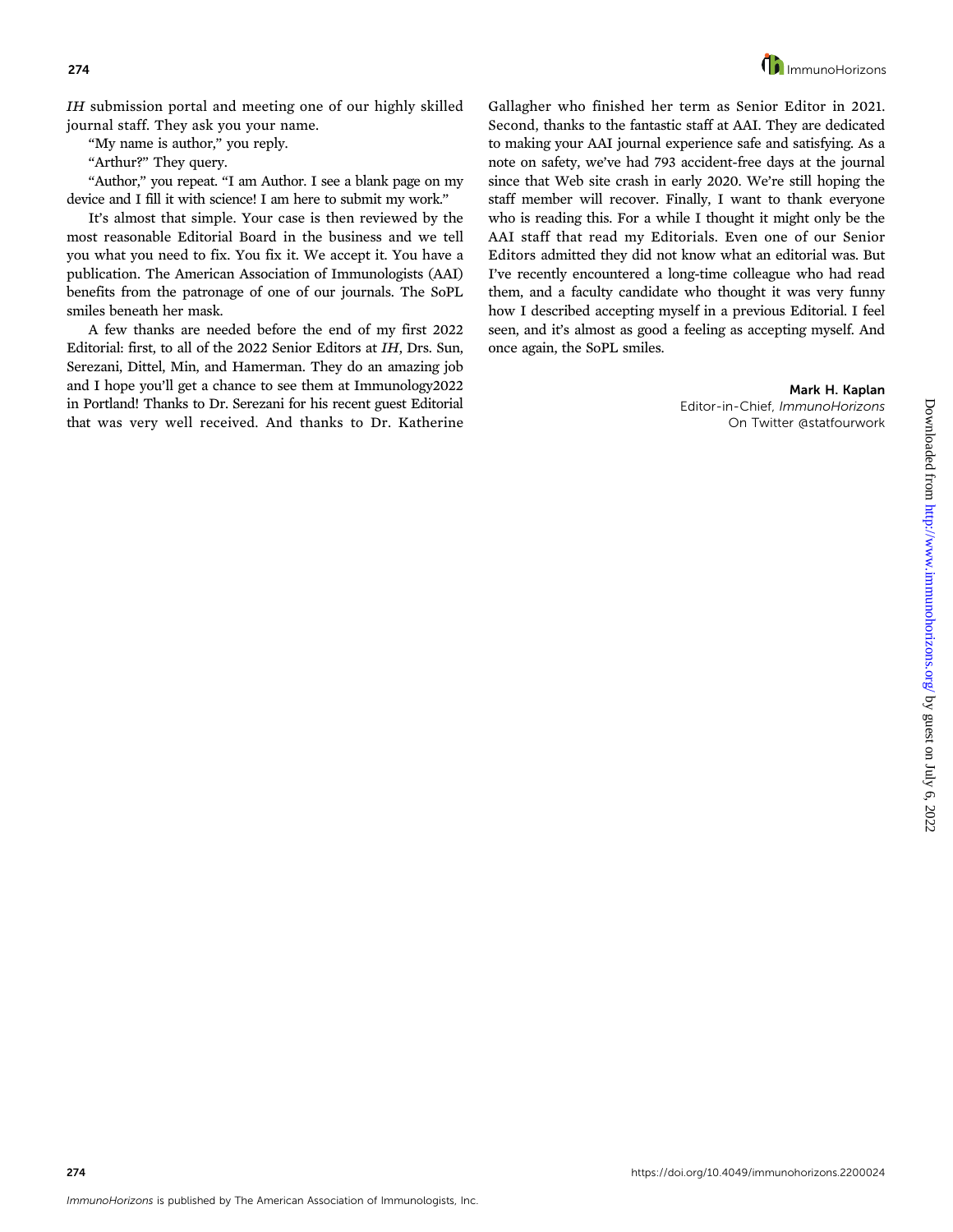*IH* submission portal and meeting one of our highly skilled journal staff. They ask you your name.

"My name is author," you reply.

"Arthur?" They query.

"Author," you repeat. "I am Author. I see a blank page on my device and I fill it with science! I am here to submit my work."

It's almost that simple. Your case is then reviewed by the most reasonable Editorial Board in the business and we tell you what you need to fix. You fix it. We accept it. You have a publication. The American Association of Immunologists (AAI) benefits from the patronage of one of our journals. The SoPL smiles beneath her mask.

A few thanks are needed before the end of my first 2022 Editorial: first, to all of the 2022 Senior Editors at *IH*, Drs. Sun, Serezani, Dittel, Min, and Hamerman. They do an amazing job and I hope you'll get a chance to see them at Immunology2022 in Portland! Thanks to Dr. Serezani for his recent guest Editorial that was very well received. And thanks to Dr. Katherine Gallagher who finished her term as Senior Editor in 2021. Second, thanks to the fantastic staff at AAI. They are dedicated to making your AAI journal experience safe and satisfying. As a note on safety, we've had 793 accident-free days at the journal since that Web site crash in early 2020. We're still hoping the staff member will recover. Finally, I want to thank everyone who is reading this. For a while I thought it might only be the AAI staff that read my Editorials. Even one of our Senior Editors admitted they did not know what an editorial was. But I've recently encountered a long-time colleague who had read them, and a faculty candidate who thought it was very funny how I described accepting myself in a previous Editorial. I feel seen, and it's almost as good a feeling as accepting myself. And once again, the SoPL smiles.

**Mark H. Kaplan**
Editor-in-Chief, *ImmunoHorizons*
On Twitter @statfourwork

https://doi.org/10.4049/immunohorizons.2200024